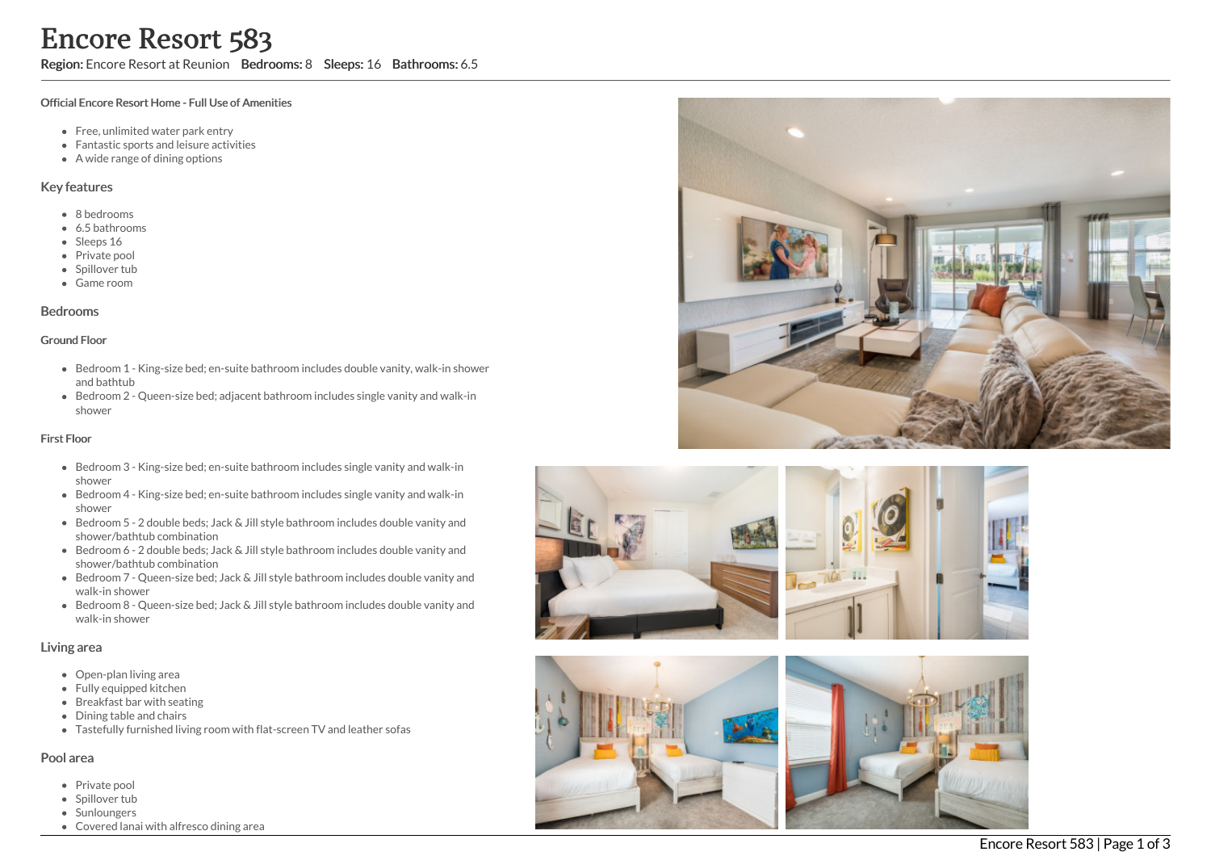# Encore Resort 583

**Region:** Encore Resort at Reunion **Bedrooms:** 8 **Sleeps:** 16 **Bathrooms:** 6.5

**Official Encore Resort Home - Full Use of Amenities**

- Free, unlimited water park entry
- Fantastic sports and leisure activities
- A wide range of dining options

## Key features

- 8 bedrooms
- 6.5 bathrooms
- Sleeps 16
- Private pool
- Spillover tub
- Game room

## Bedrooms

### Ground Floor

- Bedroom 1 - King-size bed; en-suite bathroom includes double vanity, walk-in shower and bathtub
- Bedroom 2 - Queen-size bed; adjacent bathroom includes single vanity and walk-in shower

### First Floor

- Bedroom 3 - King-size bed; en-suite bathroom includes single vanity and walk-in shower
- Bedroom 4 - King-size bed; en-suite bathroom includes single vanity and walk-in shower
- Bedroom 5 - 2 double beds; Jack & Jill style bathroom includes double vanity and shower/bathtub combination
- Bedroom 6 - 2 double beds; Jack & Jill style bathroom includes double vanity and shower/bathtub combination
- Bedroom 7 - Queen-size bed; Jack & Jill style bathroom includes double vanity and walk-in shower
- Bedroom 8 - Queen-size bed; Jack & Jill style bathroom includes double vanity and walk-in shower

## Living area

- Open-plan living area
- Fully equipped kitchen
- Breakfast bar with seating
- Dining table and chairs
- Tastefully furnished living room with flat-screen TV and leather sofas

## Pool area

- Private pool
- Spillover tub
- Sunloungers
- Covered lanai with alfresco dining area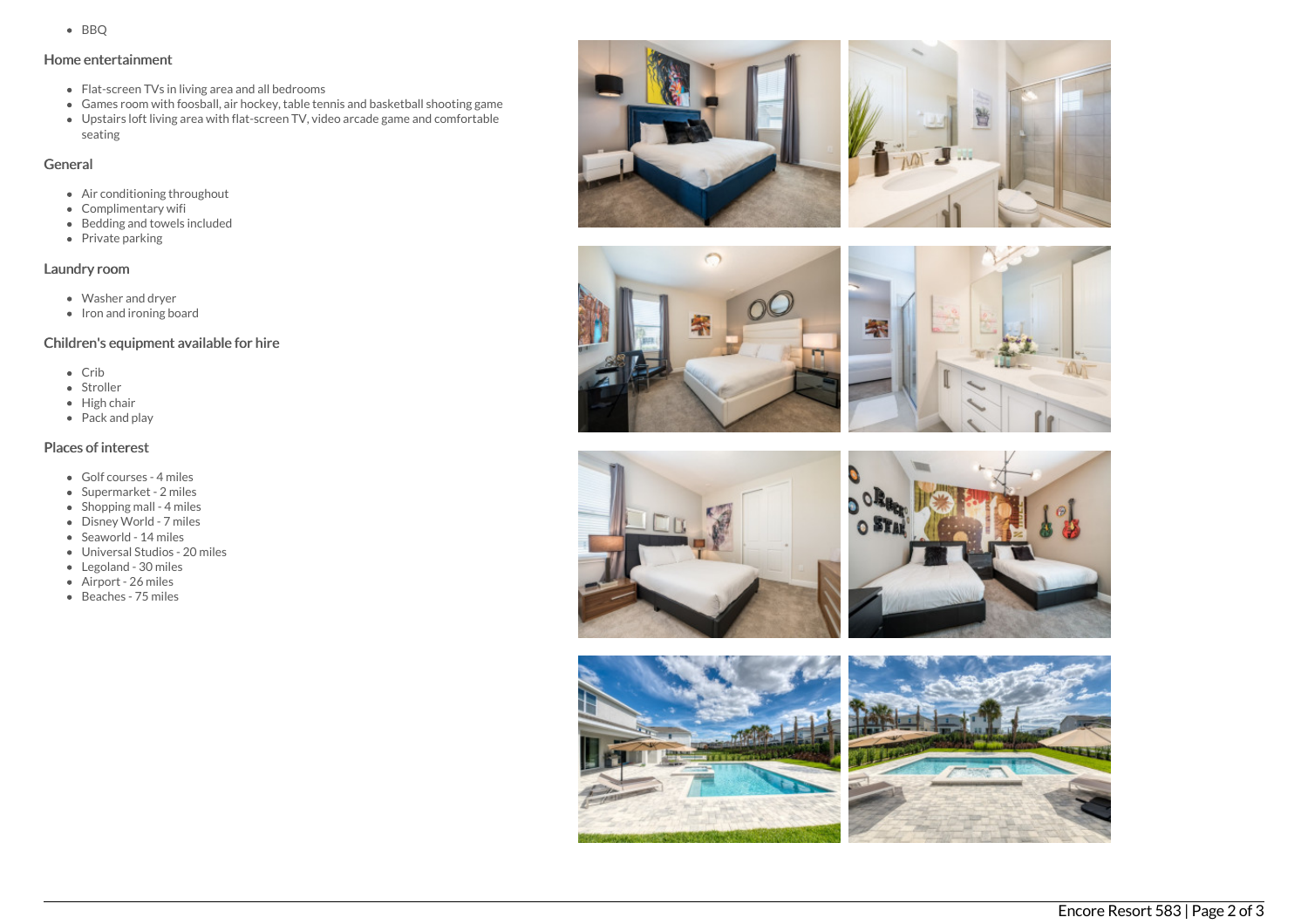- BBQ

## Home entertainment

- Flat-screen TVs in living area and all bedrooms
- Games room with foosball, air hockey, table tennis and basketball shooting game
- Upstairs loft living area with flat-screen TV, video arcade game and comfortable seating

## General

- Air conditioning throughout
- Complimentary wifi
- Bedding and towels included
- Private parking

## Laundry room

- Washer and dryer
- Iron and ironing board

## Children's equipment available for hire

- Crib
- Stroller
- High chair
- Pack and play

## Places of interest

- Golf courses - 4 miles
- Supermarket - 2 miles
- Shopping mall - 4 miles
- Disney World - 7 miles
- Seaworld - 14 miles
- Universal Studios - 20 miles
- Legoland - 30 miles
- Airport - 26 miles
- Beaches - 75 miles